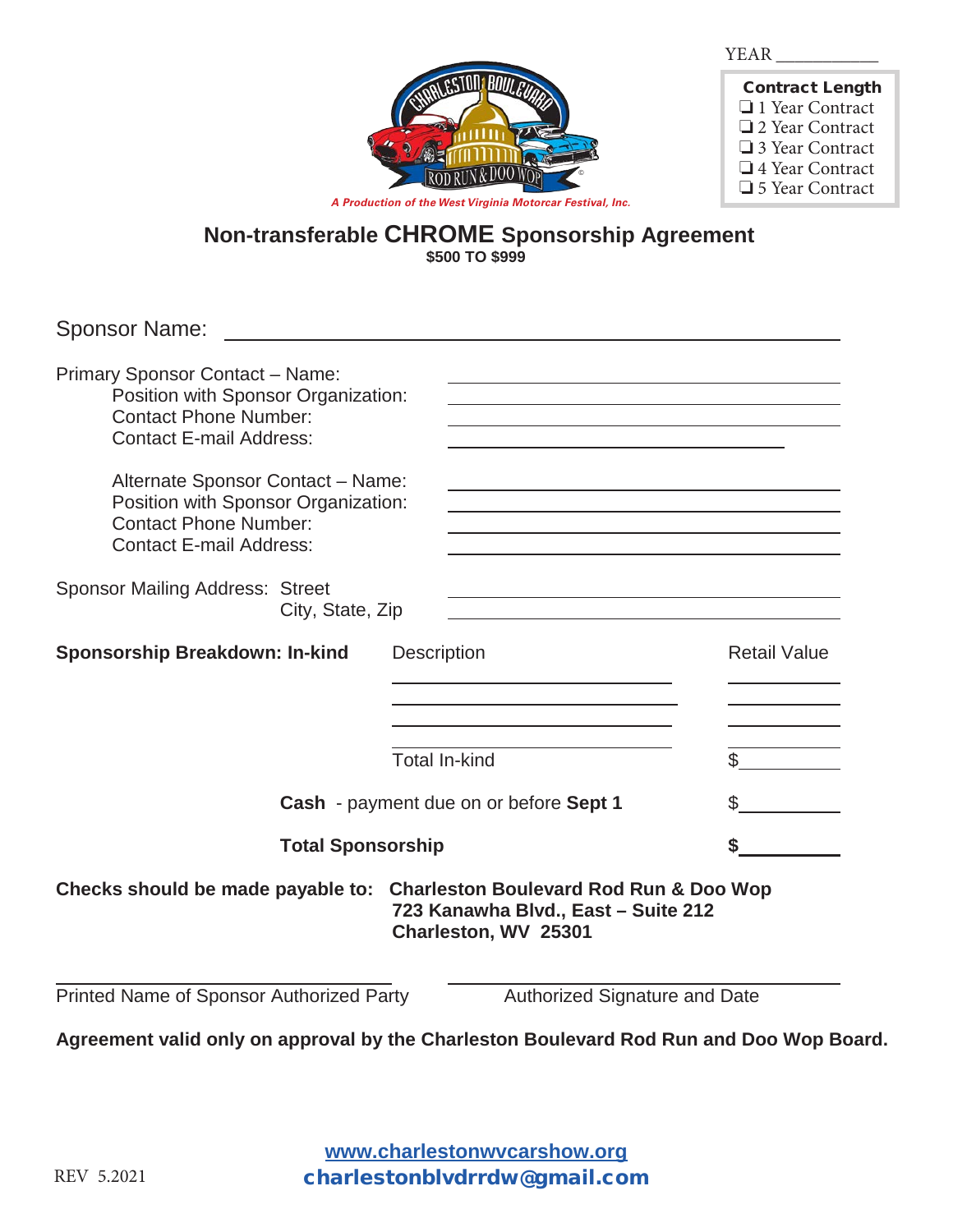YEAR ___________

**Contract Length**

- ❑ 1 Year Contract
- ❑ 2 Year Contract
- ❑ 3 Year Contract
- ❑ 4 Year Contract
- ❑ 5 Year Contract

*A Production of the West Virginia Motorcar Festival, Inc.*

## Non-transferable CHROME Sponsorship Agreement

**$500 TO $999**

Sponsor Name: ______________________________________________

Primary Sponsor Contact – Name: ______________________________
Position with Sponsor Organization: ______________________________
Contact Phone Number: ______________________________
Contact E-mail Address: ______________________________

Alternate Sponsor Contact – Name: ______________________________
Position with Sponsor Organization: ______________________________
Contact Phone Number: ______________________________
Contact E-mail Address: ______________________________

Sponsor Mailing Address: Street ______________________________
City, State, Zip ______________________________

| **Sponsorship Breakdown: In-kind** | Description | Retail Value |
|---|---|---|
| | ______________________ | __________ |
| | ______________________ | __________ |
| | ______________________ | __________ |
| | Total In-kind | $__________ |
| | **Cash** - payment due on or before **Sept 1** | $__________ |
| | **Total Sponsorship** | **$**__________ |

**Checks should be made payable to: Charleston Boulevard Rod Run & Doo Wop**
**723 Kanawha Blvd., East – Suite 212**
**Charleston, WV 25301**

______________________________ ______________________________
Printed Name of Sponsor Authorized Party Authorized Signature and Date

**Agreement valid only on approval by the Charleston Boulevard Rod Run and Doo Wop Board.**

www.charlestonwvcarshow.org
charlestonblvdrrdw@gmail.com

REV 5.2021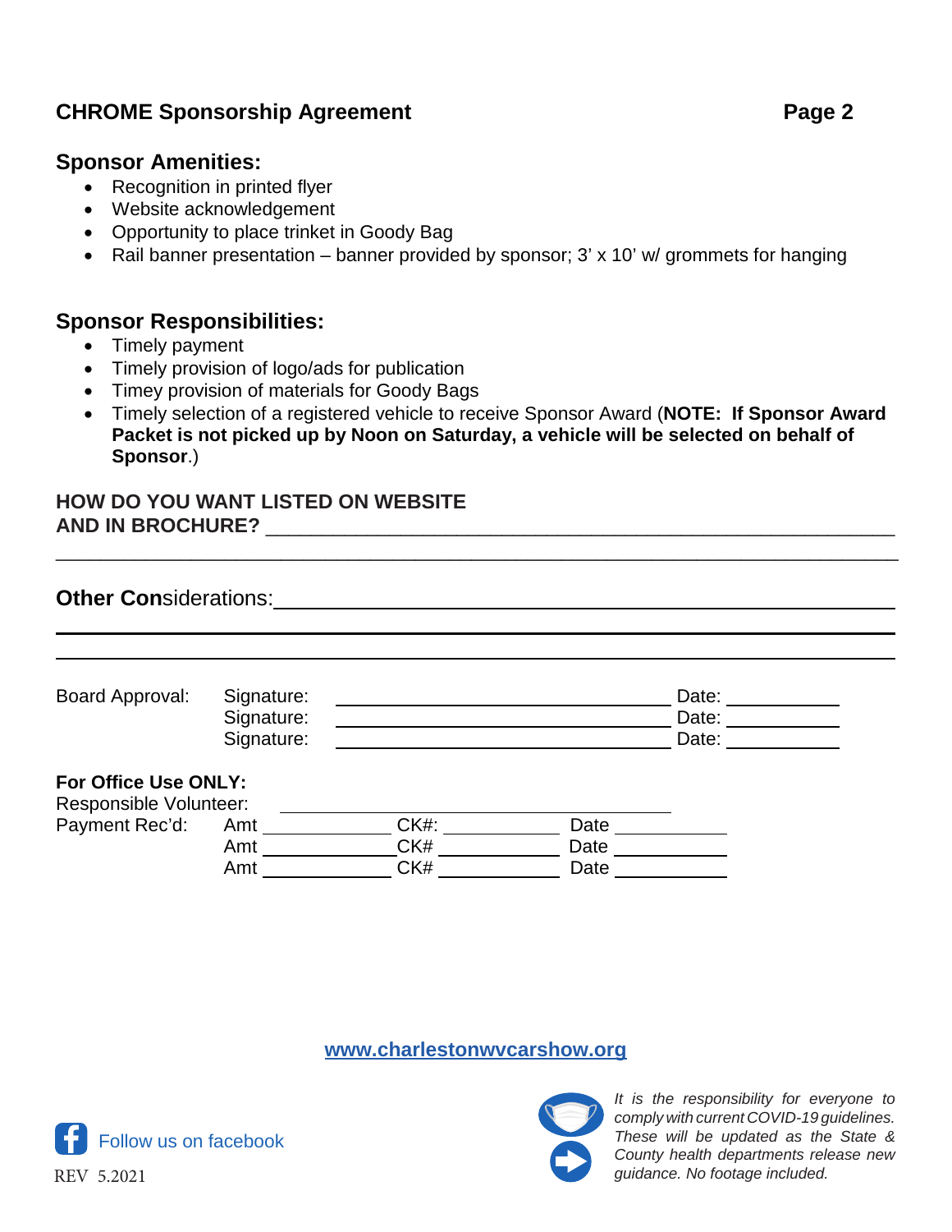## CHROME Sponsorship Agreement

### Sponsor Amenities:

- Recognition in printed flyer
- Website acknowledgement
- Opportunity to place trinket in Goody Bag
- Rail banner presentation – banner provided by sponsor; 3' x 10' w/ grommets for hanging

### Sponsor Responsibilities:

- Timely payment
- Timely provision of logo/ads for publication
- Timey provision of materials for Goody Bags
- Timely selection of a registered vehicle to receive Sponsor Award (**NOTE: If Sponsor Award Packet is not picked up by Noon on Saturday, a vehicle will be selected on behalf of Sponsor**.)

**HOW DO YOU WANT LISTED ON WEBSITE AND IN BROCHURE?** ____________________________________________

____________________________________________________________________

**Other Con**siderations: ____________________________________________

____________________________________________________________________

____________________________________________________________________

Board Approval: Signature: ______________________ Date: __________

Signature: ______________________ Date: __________

Signature: ______________________ Date: __________

**For Office Use ONLY:**

Responsible Volunteer: ______________________

Payment Rec'd: Amt __________ CK#: __________ Date __________

Amt __________ CK# __________ Date __________

Amt __________ CK# __________ Date __________

**www.charlestonwvcarshow.org**

Follow us on facebook

*It is the responsibility for everyone to comply with current COVID-19 guidelines. These will be updated as the State & County health departments release new guidance. No footage included.*

REV 5.2021